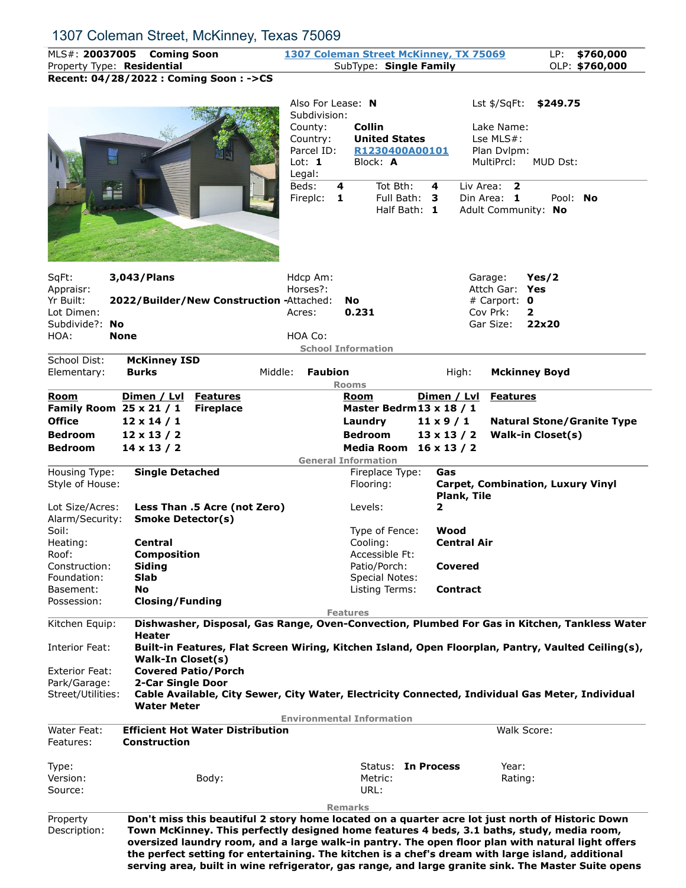# 1307 Coleman Street, McKinney, Texas 75069

**MLS#: 20037005 Coming Soon** | 1307 Coleman Street McKinney, TX 75069 | LP: **$760,000**
Property Type: **Residential** | SubType: **Single Family** | OLP: **$760,000**

**Recent: 04/28/2022 : Coming Soon : ->CS**

Also For Lease: **N** | Lst $/SqFt: **$249.75**
Subdivision:
County: **Collin** | Lake Name:
Country: **United States** | Lse MLS#:
Parcel ID: R1230400A00101 | Plan Dvlpm:
Lot: **1** | Block: **A** | MultiPrcl: | MUD Dst:
Legal:

Beds: **4** | Tot Bth: **4** | Liv Area: **2**
Fireplc: **1** | Full Bath: **3** | Din Area: **1** | Pool: **No**
Half Bath: **1** | Adult Community: **No**

SqFt: **3,043/Plans** | Hdcp Am: | Garage: **Yes/2**
Appraisr: | Horses?: | Attch Gar: **Yes**
Yr Built: **2022/Builder/New Construction -** | Attached: **No** | # Carport: **0**
Lot Dimen: | Acres: **0.231** | Cov Prk: **2**
Subdivide?: **No** | | Gar Size: **22x20**
HOA: **None** | HOA Co:

## School Information

School Dist: **McKinney ISD**
Elementary: **Burks** | Middle: **Faubion** | High: **Mckinney Boyd**

## Rooms

| Room | Dimen / Lvl | Features | Room | Dimen / Lvl | Features |
|---|---|---|---|---|---|
| **Family Room** | **25 x 21 / 1** | **Fireplace** | **Master Bedrm** | **13 x 18 / 1** | |
| **Office** | **12 x 14 / 1** | | **Laundry** | **11 x 9 / 1** | **Natural Stone/Granite Type** |
| **Bedroom** | **12 x 13 / 2** | | **Bedroom** | **13 x 13 / 2** | **Walk-in Closet(s)** |
| **Bedroom** | **14 x 13 / 2** | | **Media Room** | **16 x 13 / 2** | |

## General Information

Housing Type: **Single Detached** | Fireplace Type: **Gas**
Style of House: | Flooring: **Carpet, Combination, Luxury Vinyl Plank, Tile**
Lot Size/Acres: **Less Than .5 Acre (not Zero)** | Levels: **2**
Alarm/Security: **Smoke Detector(s)**
Soil: | Type of Fence: **Wood**
Heating: **Central** | Cooling: **Central Air**
Roof: **Composition** | Accessible Ft:
Construction: **Siding** | Patio/Porch: **Covered**
Foundation: **Slab** | Special Notes:
Basement: **No** | Listing Terms: **Contract**
Possession: **Closing/Funding**

## Features

Kitchen Equip: **Dishwasher, Disposal, Gas Range, Oven-Convection, Plumbed For Gas in Kitchen, Tankless Water Heater**
Interior Feat: **Built-in Features, Flat Screen Wiring, Kitchen Island, Open Floorplan, Pantry, Vaulted Ceiling(s), Walk-In Closet(s)**
Exterior Feat: **Covered Patio/Porch**
Park/Garage: **2-Car Single Door**
Street/Utilities: **Cable Available, City Sewer, City Water, Electricity Connected, Individual Gas Meter, Individual Water Meter**

## Environmental Information

Water Feat: **Efficient Hot Water Distribution** | Walk Score:
Features: **Construction**

Type: | Status: **In Process** | Year:
Version: | Body: | Metric: | Rating:
Source: | URL:

## Remarks

Property Description: **Don't miss this beautiful 2 story home located on a quarter acre lot just north of Historic Down Town McKinney. This perfectly designed home features 4 beds, 3.1 baths, study, media room, oversized laundry room, and a large walk-in pantry. The open floor plan with natural light offers the perfect setting for entertaining. The kitchen is a chef's dream with large island, additional serving area, built in wine refrigerator, gas range, and large granite sink. The Master Suite opens**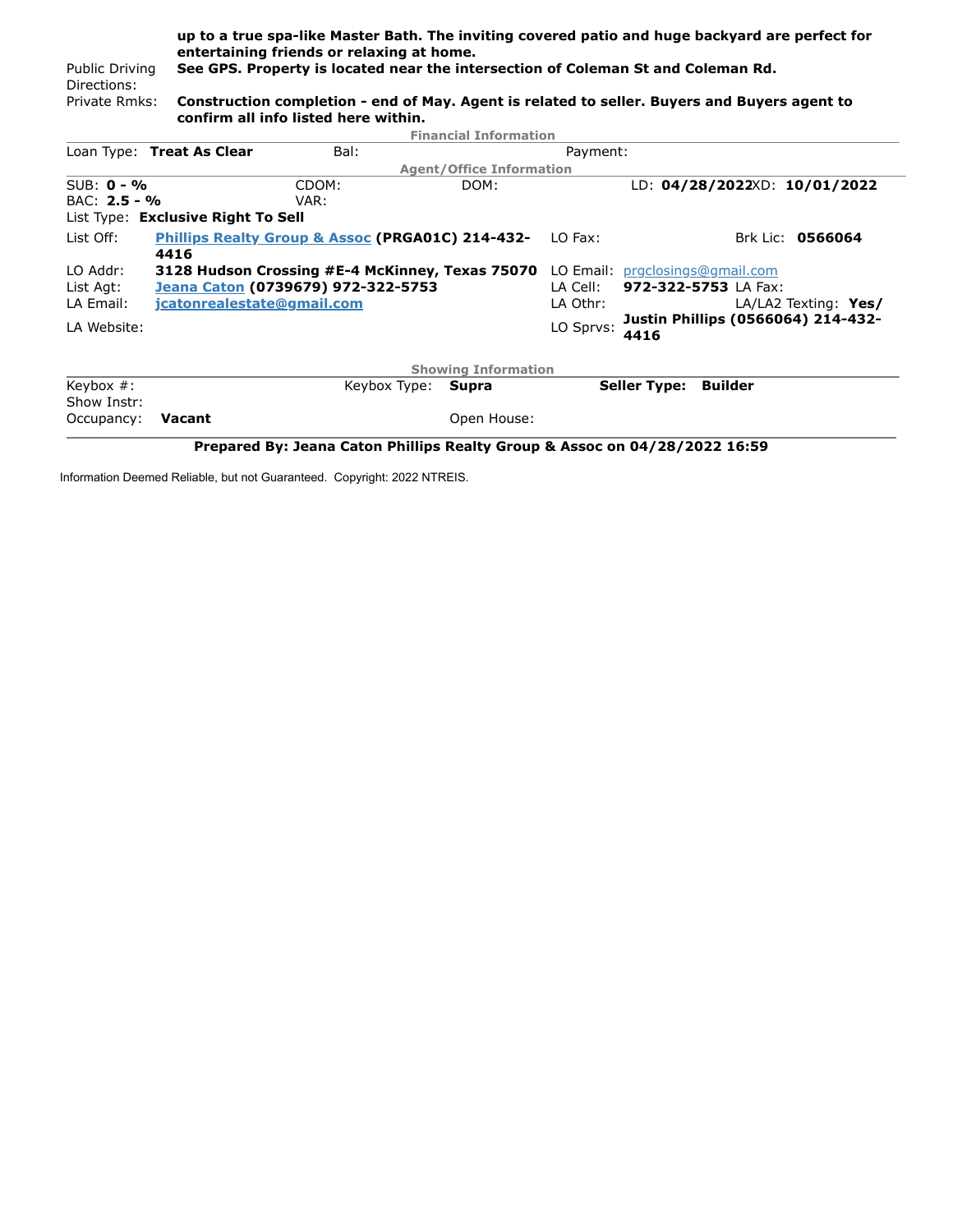| | |
|---|---|
| | **up to a true spa-like Master Bath. The inviting covered patio and huge backyard are perfect for entertaining friends or relaxing at home.** |
| Public Driving Directions: | **See GPS. Property is located near the intersection of Coleman St and Coleman Rd.** |
| Private Rmks: | **Construction completion - end of May. Agent is related to seller. Buyers and Buyers agent to confirm all info listed here within.** |

### Financial Information

| | | | |
|---|---|---|---|
| Loan Type: **Treat As Clear** | Bal: | Payment: | |

### Agent/Office Information

| | | | | |
|---|---|---|---|---|
| SUB: **0 - %** | CDOM: | DOM: | LD: **04/28/2022** | XD: **10/01/2022** |
| BAC: **2.5 - %** | VAR: | | | |
| List Type: **Exclusive Right To Sell** | | | | |

| | | | | | |
|---|---|---|---|---|---|
| List Off: | **Phillips Realty Group & Assoc (PRGA01C) 214-432-4416** | LO Fax: | | Brk Lic: | **0566064** |
| LO Addr: | **3128 Hudson Crossing #E-4 McKinney, Texas 75070** | LO Email: | prgclosings@gmail.com | | |
| List Agt: | **Jeana Caton (0739679) 972-322-5753** | LA Cell: | **972-322-5753** | LA Fax: | |
| LA Email: | **jcatonrealestate@gmail.com** | LA Othr: | | LA/LA2 Texting: | **Yes/** |
| LA Website: | | LO Sprvs: | **Justin Phillips (0566064) 214-432-4416** | | |

### Showing Information

| | | | | | |
|---|---|---|---|---|---|
| Keybox #: | | Keybox Type: | **Supra** | **Seller Type:** | **Builder** |
| Show Instr: | | | | | |
| Occupancy: | **Vacant** | Open House: | | | |

**Prepared By: Jeana Caton Phillips Realty Group & Assoc on 04/28/2022 16:59**

Information Deemed Reliable, but not Guaranteed. Copyright: 2022 NTREIS.